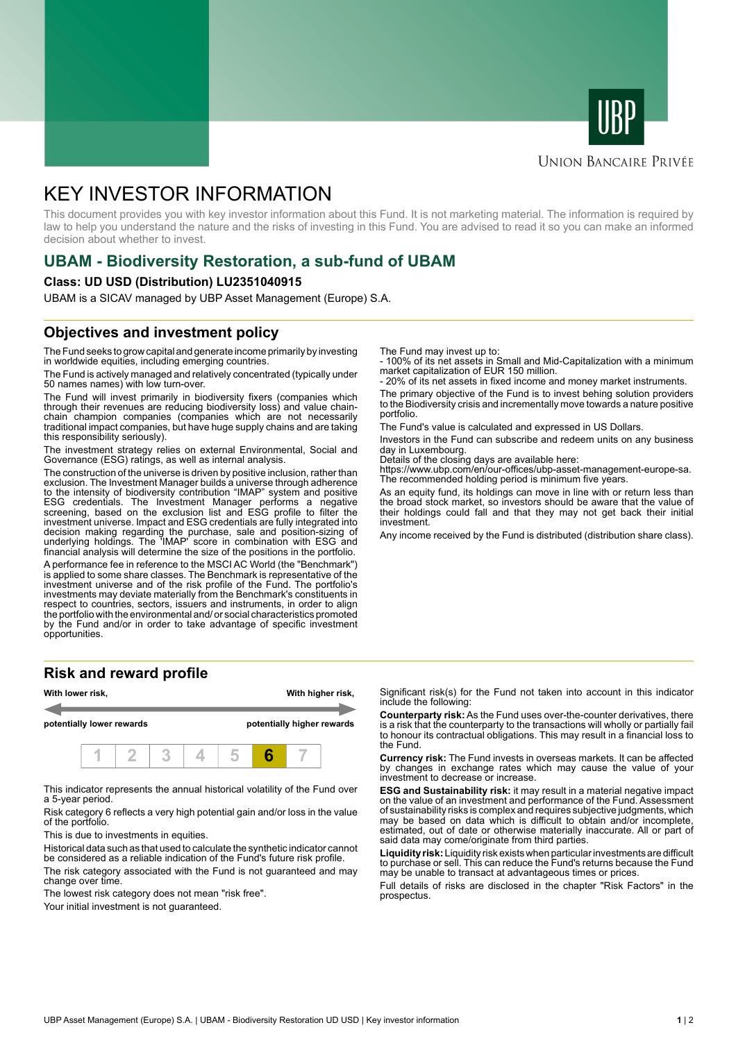UBP

Union Bancaire Privée

# KEY INVESTOR INFORMATION

This document provides you with key investor information about this Fund. It is not marketing material. The information is required by law to help you understand the nature and the risks of investing in this Fund. You are advised to read it so you can make an informed decision about whether to invest.

## UBAM - Biodiversity Restoration, a sub-fund of UBAM

**Class: UD USD (Distribution) LU2351040915**

UBAM is a SICAV managed by UBP Asset Management (Europe) S.A.

### Objectives and investment policy

The Fund seeks to grow capital and generate income primarily by investing in worldwide equities, including emerging countries.

The Fund is actively managed and relatively concentrated (typically under 50 names names) with low turn-over.

The Fund will invest primarily in biodiversity fixers (companies which through their revenues are reducing biodiversity loss) and value chain-chain champion companies (companies which are not necessarily traditional impact companies, but have huge supply chains and are taking this responsibility seriously).

The investment strategy relies on external Environmental, Social and Governance (ESG) ratings, as well as internal analysis.

The construction of the universe is driven by positive inclusion, rather than exclusion. The Investment Manager builds a universe through adherence to the intensity of biodiversity contribution "IMAP" system and positive ESG credentials. The Investment Manager performs a negative screening, based on the exclusion list and ESG profile to filter the investment universe. Impact and ESG credentials are fully integrated into decision making regarding the purchase, sale and position-sizing of underlying holdings. The 'IMAP' score in combination with ESG and financial analysis will determine the size of the positions in the portfolio.

A performance fee in reference to the MSCI AC World (the "Benchmark") is applied to some share classes. The Benchmark is representative of the investment universe and of the risk profile of the Fund. The portfolio's investments may deviate materially from the Benchmark's constituents in respect to countries, sectors, issuers and instruments, in order to align the portfolio with the environmental and/ or social characteristics promoted by the Fund and/or in order to take advantage of specific investment opportunities.

The Fund may invest up to:
- 100% of its net assets in Small and Mid-Capitalization with a minimum market capitalization of EUR 150 million.
- 20% of its net assets in fixed income and money market instruments.

The primary objective of the Fund is to invest being solution providers to the Biodiversity crisis and incrementally move towards a nature positive portfolio.

The Fund's value is calculated and expressed in US Dollars.

Investors in the Fund can subscribe and redeem units on any business day in Luxembourg.
Details of the closing days are available here:
https://www.ubp.com/en/our-offices/ubp-asset-management-europe-sa.
The recommended holding period is minimum five years.

As an equity fund, its holdings can move in line with or return less than the broad stock market, so investors should be aware that the value of their holdings could fall and that they may not get back their initial investment.

Any income received by the Fund is distributed (distribution share class).

### Risk and reward profile

**With lower risk,** — **With higher risk,**

**potentially lower rewards** — **potentially higher rewards**

| 1 | 2 | 3 | 4 | 5 | **6** | 7 |
|---|---|---|---|---|---|---|

This indicator represents the annual historical volatility of the Fund over a 5-year period.

Risk category 6 reflects a very high potential gain and/or loss in the value of the portfolio.

This is due to investments in equities.

Historical data such as that used to calculate the synthetic indicator cannot be considered as a reliable indication of the Fund's future risk profile.

The risk category associated with the Fund is not guaranteed and may change over time.

The lowest risk category does not mean "risk free".

Your initial investment is not guaranteed.

Significant risk(s) for the Fund not taken into account in this indicator include the following:

**Counterparty risk:** As the Fund uses over-the-counter derivatives, there is a risk that the counterparty to the transactions will wholly or partially fail to honour its contractual obligations. This may result in a financial loss to the Fund.

**Currency risk:** The Fund invests in overseas markets. It can be affected by changes in exchange rates which may cause the value of your investment to decrease or increase.

**ESG and Sustainability risk:** it may result in a material negative impact on the value of an investment and performance of the Fund. Assessment of sustainability risks is complex and requires subjective judgments, which may be based on data which is difficult to obtain and/or incomplete, estimated, out of date or otherwise materially inaccurate. All or part of said data may come/originate from third parties.

**Liquidity risk:** Liquidity risk exists when particular investments are difficult to purchase or sell. This can reduce the Fund's returns because the Fund may be unable to transact at advantageous times or prices.

Full details of risks are disclosed in the chapter "Risk Factors" in the prospectus.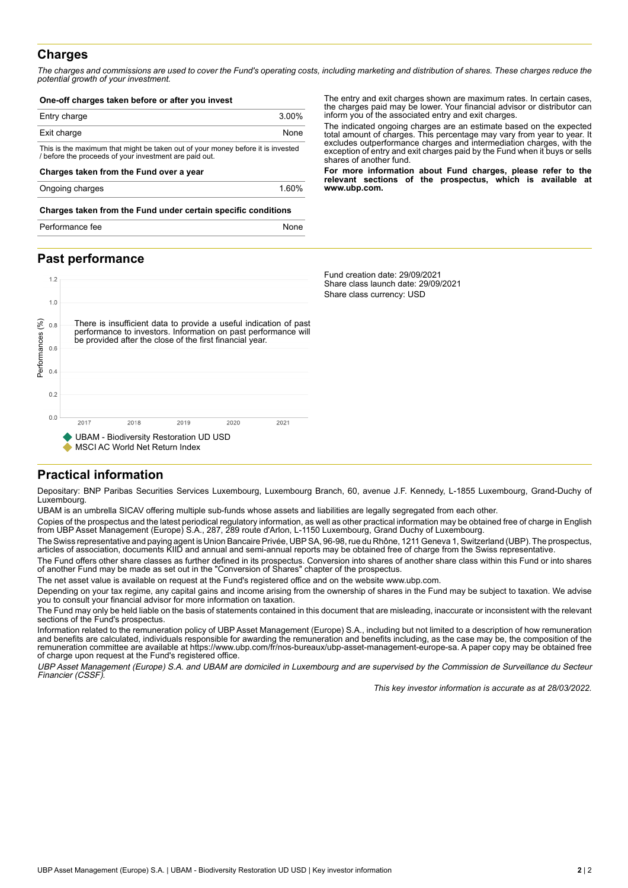## Charges

*The charges and commissions are used to cover the Fund's operating costs, including marketing and distribution of shares. These charges reduce the potential growth of your investment.*

| **One-off charges taken before or after you invest** | |
|---|---|
| Entry charge | 3.00% |
| Exit charge | None |

This is the maximum that might be taken out of your money before it is invested / before the proceeds of your investment are paid out.

| **Charges taken from the Fund over a year** | |
|---|---|
| Ongoing charges | 1.60% |

| **Charges taken from the Fund under certain specific conditions** | |
|---|---|
| Performance fee | None |

The entry and exit charges shown are maximum rates. In certain cases, the charges paid may be lower. Your financial advisor or distributor can inform you of the associated entry and exit charges.

The indicated ongoing charges are an estimate based on the expected total amount of charges. This percentage may vary from year to year. It excludes outperformance charges and intermediation charges, with the exception of entry and exit charges paid by the Fund when it buys or sells shares of another fund.

**For more information about Fund charges, please refer to the relevant sections of the prospectus, which is available at www.ubp.com.**

## Past performance

Performances (%)

1.2
1.0
0.8
0.6
0.4
0.2
0.0

2017 2018 2019 2020 2021

There is insufficient data to provide a useful indication of past performance to investors. Information on past performance will be provided after the close of the first financial year.

UBAM - Biodiversity Restoration UD USD
MSCI AC World Net Return Index

Fund creation date: 29/09/2021
Share class launch date: 29/09/2021
Share class currency: USD

## Practical information

Depositary: BNP Paribas Securities Services Luxembourg, Luxembourg Branch, 60, avenue J.F. Kennedy, L-1855 Luxembourg, Grand-Duchy of Luxembourg.

UBAM is an umbrella SICAV offering multiple sub-funds whose assets and liabilities are legally segregated from each other.

Copies of the prospectus and the latest periodical regulatory information, as well as other practical information may be obtained free of charge in English from UBP Asset Management (Europe) S.A., 287, 289 route d'Arlon, L-1150 Luxembourg, Grand Duchy of Luxembourg.

The Swiss representative and paying agent is Union Bancaire Privée, UBP SA, 96-98, rue du Rhône, 1211 Geneva 1, Switzerland (UBP). The prospectus, articles of association, documents KIID and annual and semi-annual reports may be obtained free of charge from the Swiss representative.

The Fund offers other share classes as further defined in its prospectus. Conversion into shares of another share class within this Fund or into shares of another Fund may be made as set out in the "Conversion of Shares" chapter of the prospectus.

The net asset value is available on request at the Fund's registered office and on the website www.ubp.com.

Depending on your tax regime, any capital gains and income arising from the ownership of shares in the Fund may be subject to taxation. We advise you to consult your financial advisor for more information on taxation.

The Fund may only be held liable on the basis of statements contained in this document that are misleading, inaccurate or inconsistent with the relevant sections of the Fund's prospectus.

Information related to the remuneration policy of UBP Asset Management (Europe) S.A., including but not limited to a description of how remuneration and benefits are calculated, individuals responsible for awarding the remuneration and benefits including, as the case may be, the composition of the remuneration committee are available at https://www.ubp.com/fr/nos-bureaux/ubp-asset-management-europe-sa. A paper copy may be obtained free of charge upon request at the Fund's registered office.

*UBP Asset Management (Europe) S.A. and UBAM are domiciled in Luxembourg and are supervised by the Commission de Surveillance du Secteur Financier (CSSF).*

*This key investor information is accurate as at 28/03/2022.*